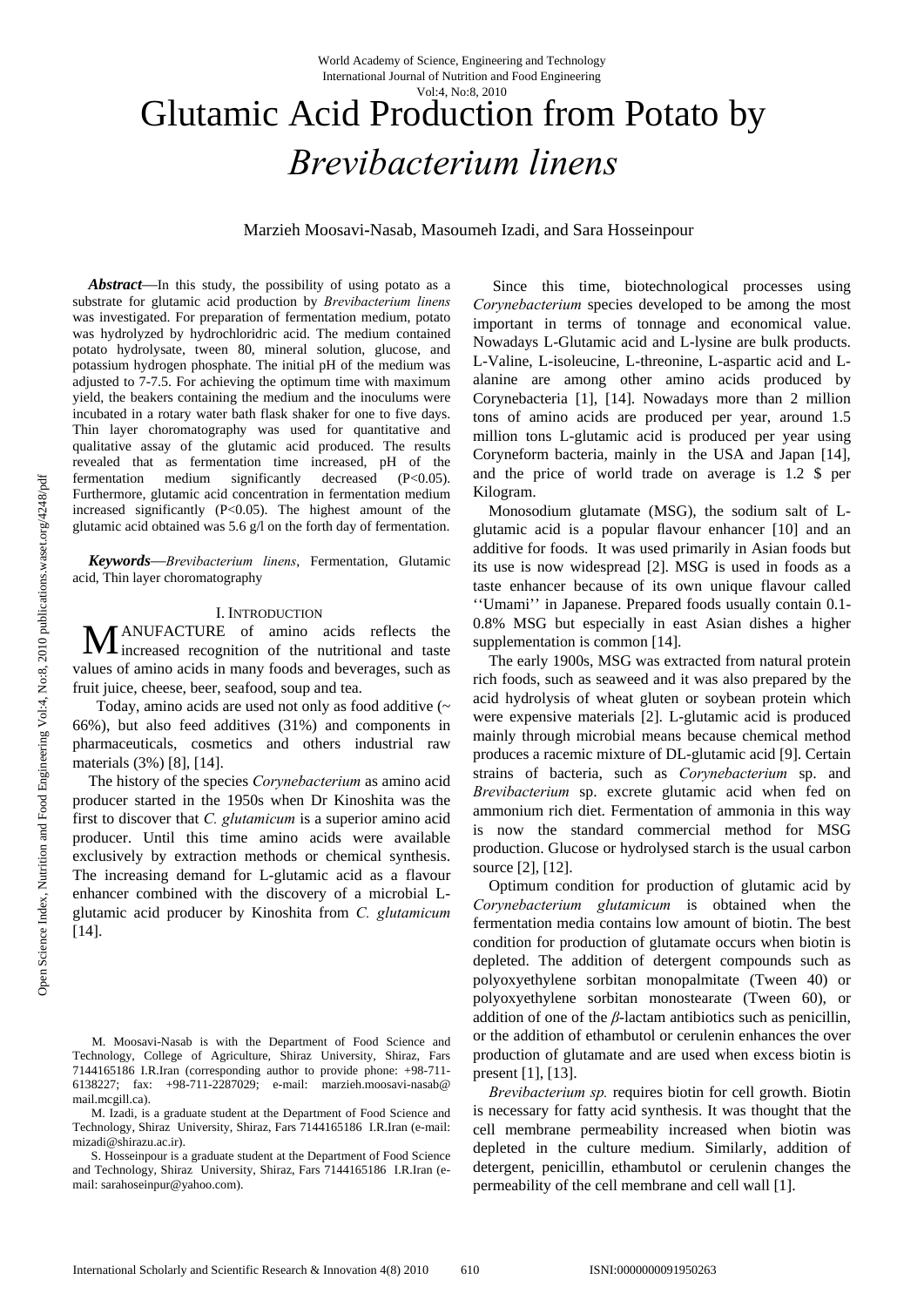# Glutamic Acid Production from Potato by *Brevibacterium linens*

Marzieh Moosavi-Nasab, Masoumeh Izadi, and Sara Hosseinpour

***Abstract*****—**In this study, the possibility of using potato as a substrate for glutamic acid production by *Brevibacterium linens* was investigated. For preparation of fermentation medium, potato was hydrolyzed by hydrochloridric acid. The medium contained potato hydrolysate, tween 80, mineral solution, glucose, and potassium hydrogen phosphate. The initial pH of the medium was adjusted to 7-7.5. For achieving the optimum time with maximum yield, the beakers containing the medium and the inoculums were incubated in a rotary water bath flask shaker for one to five days. Thin layer choromatography was used for quantitative and qualitative assay of the glutamic acid produced. The results revealed that as fermentation time increased, pH of the fermentation medium significantly decreased ($P<0.05$). Furthermore, glutamic acid concentration in fermentation medium increased significantly ($P<0.05$). The highest amount of the glutamic acid obtained was 5.6 g/l on the forth day of fermentation.

***Keywords*****—***Brevibacterium linens*, Fermentation, Glutamic acid, Thin layer choromatography

## I. Introduction

Manufacture of amino acids reflects the increased recognition of the nutritional and taste values of amino acids in many foods and beverages, such as fruit juice, cheese, beer, seafood, soup and tea.

Today, amino acids are used not only as food additive (~ 66%), but also feed additives (31%) and components in pharmaceuticals, cosmetics and others industrial raw materials (3%) [8], [14].

The history of the species *Corynebacterium* as amino acid producer started in the 1950s when Dr Kinoshita was the first to discover that *C. glutamicum* is a superior amino acid producer. Until this time amino acids were available exclusively by extraction methods or chemical synthesis. The increasing demand for L-glutamic acid as a flavour enhancer combined with the discovery of a microbial L-glutamic acid producer by Kinoshita from *C. glutamicum* [14].

Since this time, biotechnological processes using *Corynebacterium* species developed to be among the most important in terms of tonnage and economical value. Nowadays L-Glutamic acid and L-lysine are bulk products. L-Valine, L-isoleucine, L-threonine, L-aspartic acid and L-alanine are among other amino acids produced by Corynebacteria [1], [14]. Nowadays more than 2 million tons of amino acids are produced per year, around 1.5 million tons L-glutamic acid is produced per year using Coryneform bacteria, mainly in the USA and Japan [14], and the price of world trade on average is 1.2 $ per Kilogram.

Monosodium glutamate (MSG), the sodium salt of L-glutamic acid is a popular flavour enhancer [10] and an additive for foods. It was used primarily in Asian foods but its use is now widespread [2]. MSG is used in foods as a taste enhancer because of its own unique flavour called ''Umami'' in Japanese. Prepared foods usually contain 0.1-0.8% MSG but especially in east Asian dishes a higher supplementation is common [14].

The early 1900s, MSG was extracted from natural protein rich foods, such as seaweed and it was also prepared by the acid hydrolysis of wheat gluten or soybean protein which were expensive materials [2]. L-glutamic acid is produced mainly through microbial means because chemical method produces a racemic mixture of DL-glutamic acid [9]. Certain strains of bacteria, such as *Corynebacterium* sp. and *Brevibacterium* sp. excrete glutamic acid when fed on ammonium rich diet. Fermentation of ammonia in this way is now the standard commercial method for MSG production. Glucose or hydrolysed starch is the usual carbon source [2], [12].

Optimum condition for production of glutamic acid by *Corynebacterium glutamicum* is obtained when the fermentation media contains low amount of biotin. The best condition for production of glutamate occurs when biotin is depleted. The addition of detergent compounds such as polyoxyethylene sorbitan monopalmitate (Tween 40) or polyoxyethylene sorbitan monostearate (Tween 60), or addition of one of the *β*-lactam antibiotics such as penicillin, or the addition of ethambutol or cerulenin enhances the over production of glutamate and are used when excess biotin is present [1], [13].

*Brevibacterium sp.* requires biotin for cell growth. Biotin is necessary for fatty acid synthesis. It was thought that the cell membrane permeability increased when biotin was depleted in the culture medium. Similarly, addition of detergent, penicillin, ethambutol or cerulenin changes the permeability of the cell membrane and cell wall [1].

M. Moosavi-Nasab is with the Department of Food Science and Technology, College of Agriculture, Shiraz University, Shiraz, Fars 7144165186 I.R.Iran (corresponding author to provide phone: +98-711-6138227; fax: +98-711-2287029; e-mail: marzieh.moosavi-nasab@mail.mcgill.ca).

M. Izadi, is a graduate student at the Department of Food Science and Technology, Shiraz University, Shiraz, Fars 7144165186 I.R.Iran (e-mail: mizadi@shirazu.ac.ir).

S. Hosseinpour is a graduate student at the Department of Food Science and Technology, Shiraz University, Shiraz, Fars 7144165186 I.R.Iran (e-mail: sarahoseinpur@yahoo.com).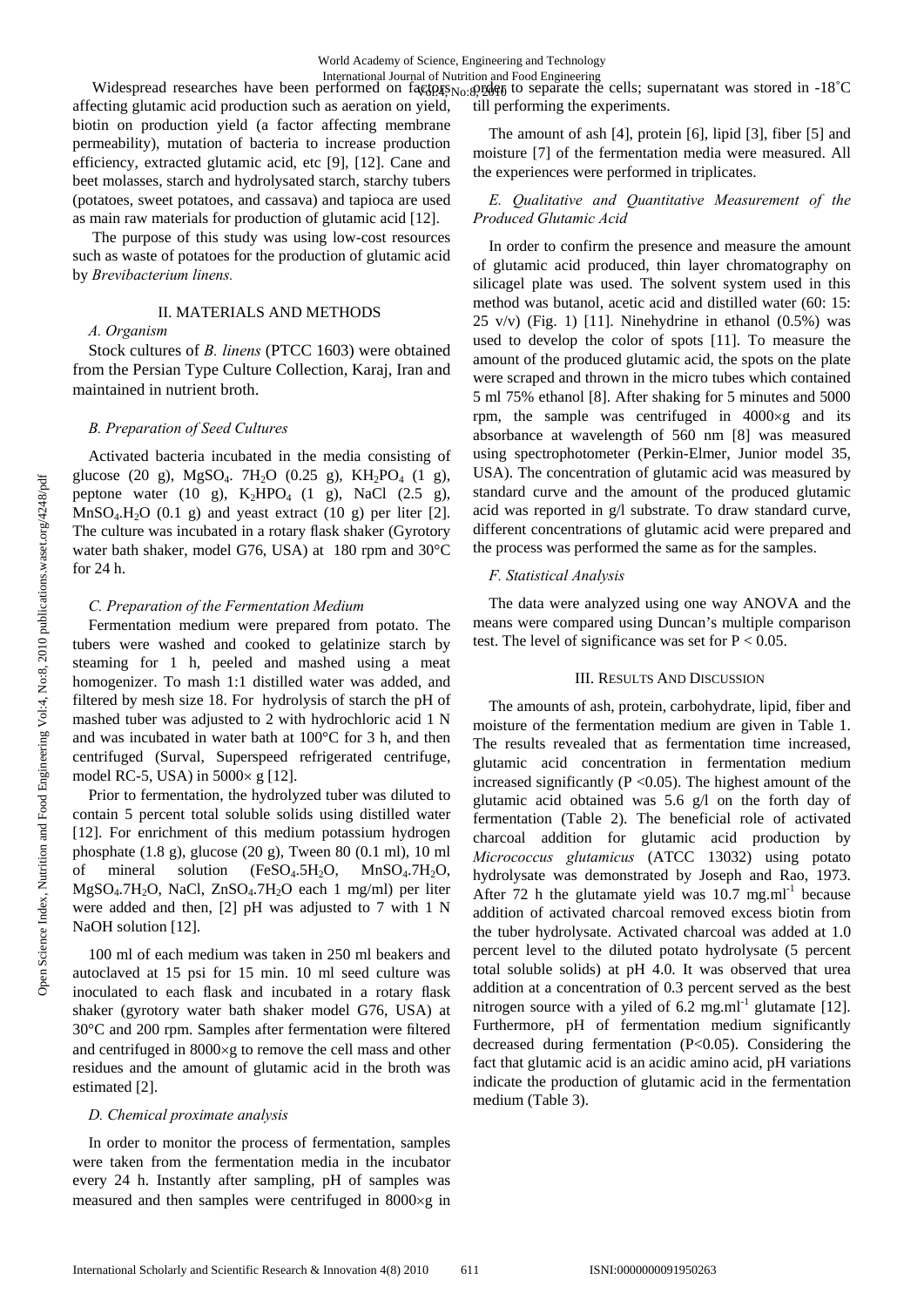Widespread researches have been performed on factors affecting glutamic acid production such as aeration on yield, biotin on production yield (a factor affecting membrane permeability), mutation of bacteria to increase production efficiency, extracted glutamic acid, etc [9], [12]. Cane and beet molasses, starch and hydrolysated starch, starchy tubers (potatoes, sweet potatoes, and cassava) and tapioca are used as main raw materials for production of glutamic acid [12].

The purpose of this study was using low-cost resources such as waste of potatoes for the production of glutamic acid by *Brevibacterium linens.*

## II. MATERIALS AND METHODS

### *A. Organism*

Stock cultures of *B. linens* (PTCC 1603) were obtained from the Persian Type Culture Collection, Karaj, Iran and maintained in nutrient broth.

### *B. Preparation of Seed Cultures*

Activated bacteria incubated in the media consisting of glucose (20 g), $MgSO_4.7H_2O$ (0.25 g), $KH_2PO_4$ (1 g), peptone water (10 g), $K_2HPO_4$ (1 g), NaCl (2.5 g), $MnSO_4.H_2O$ (0.1 g) and yeast extract (10 g) per liter [2]. The culture was incubated in a rotary flask shaker (Gyrotory water bath shaker, model G76, USA) at 180 rpm and 30°C for 24 h.

### *C. Preparation of the Fermentation Medium*

Fermentation medium were prepared from potato. The tubers were washed and cooked to gelatinize starch by steaming for 1 h, peeled and mashed using a meat homogenizer. To mash 1:1 distilled water was added, and filtered by mesh size 18. For hydrolysis of starch the pH of mashed tuber was adjusted to 2 with hydrochloric acid 1 N and was incubated in water bath at 100°C for 3 h, and then centrifuged (Surval, Superspeed refrigerated centrifuge, model RC-5, USA) in 5000× g [12].

Prior to fermentation, the hydrolyzed tuber was diluted to contain 5 percent total soluble solids using distilled water [12]. For enrichment of this medium potassium hydrogen phosphate (1.8 g), glucose (20 g), Tween 80 (0.1 ml), 10 ml of mineral solution ($FeSO_4.5H_2O$, $MnSO_4.7H_2O$, $MgSO_4.7H_2O$, NaCl, $ZnSO_4.7H_2O$ each 1 mg/ml) per liter were added and then, [2] pH was adjusted to 7 with 1 N NaOH solution [12].

100 ml of each medium was taken in 250 ml beakers and autoclaved at 15 psi for 15 min. 10 ml seed culture was inoculated to each flask and incubated in a rotary flask shaker (gyrotory water bath shaker model G76, USA) at 30°C and 200 rpm. Samples after fermentation were filtered and centrifuged in 8000×g to remove the cell mass and other residues and the amount of glutamic acid in the broth was estimated [2].

### *D. Chemical proximate analysis*

In order to monitor the process of fermentation, samples were taken from the fermentation media in the incubator every 24 h. Instantly after sampling, pH of samples was measured and then samples were centrifuged in 8000×g in order to separate the cells; supernatant was stored in -18˚C till performing the experiments.

The amount of ash [4], protein [6], lipid [3], fiber [5] and moisture [7] of the fermentation media were measured. All the experiences were performed in triplicates.

### *E. Qualitative and Quantitative Measurement of the Produced Glutamic Acid*

In order to confirm the presence and measure the amount of glutamic acid produced, thin layer chromatography on silicagel plate was used. The solvent system used in this method was butanol, acetic acid and distilled water (60: 15: 25 v/v) (Fig. 1) [11]. Ninehydrine in ethanol (0.5%) was used to develop the color of spots [11]. To measure the amount of the produced glutamic acid, the spots on the plate were scraped and thrown in the micro tubes which contained 5 ml 75% ethanol [8]. After shaking for 5 minutes and 5000 rpm, the sample was centrifuged in 4000×g and its absorbance at wavelength of 560 nm [8] was measured using spectrophotometer (Perkin-Elmer, Junior model 35, USA). The concentration of glutamic acid was measured by standard curve and the amount of the produced glutamic acid was reported in g/l substrate. To draw standard curve, different concentrations of glutamic acid were prepared and the process was performed the same as for the samples.

### *F. Statistical Analysis*

The data were analyzed using one way ANOVA and the means were compared using Duncan's multiple comparison test. The level of significance was set for $P < 0.05$.

## III. RESULTS AND DISCUSSION

The amounts of ash, protein, carbohydrate, lipid, fiber and moisture of the fermentation medium are given in Table 1. The results revealed that as fermentation time increased, glutamic acid concentration in fermentation medium increased significantly ($P < 0.05$). The highest amount of the glutamic acid obtained was 5.6 g/l on the forth day of fermentation (Table 2). The beneficial role of activated charcoal addition for glutamic acid production by *Micrococcus glutamicus* (ATCC 13032) using potato hydrolysate was demonstrated by Joseph and Rao, 1973. After 72 h the glutamate yield was 10.7 $mg.ml^{-1}$ because addition of activated charcoal removed excess biotin from the tuber hydrolysate. Activated charcoal was added at 1.0 percent level to the diluted potato hydrolysate (5 percent total soluble solids) at pH 4.0. It was observed that urea addition at a concentration of 0.3 percent served as the best nitrogen source with a yiled of 6.2 $mg.ml^{-1}$ glutamate [12]. Furthermore, pH of fermentation medium significantly decreased during fermentation ($P<0.05$). Considering the fact that glutamic acid is an acidic amino acid, pH variations indicate the production of glutamic acid in the fermentation medium (Table 3).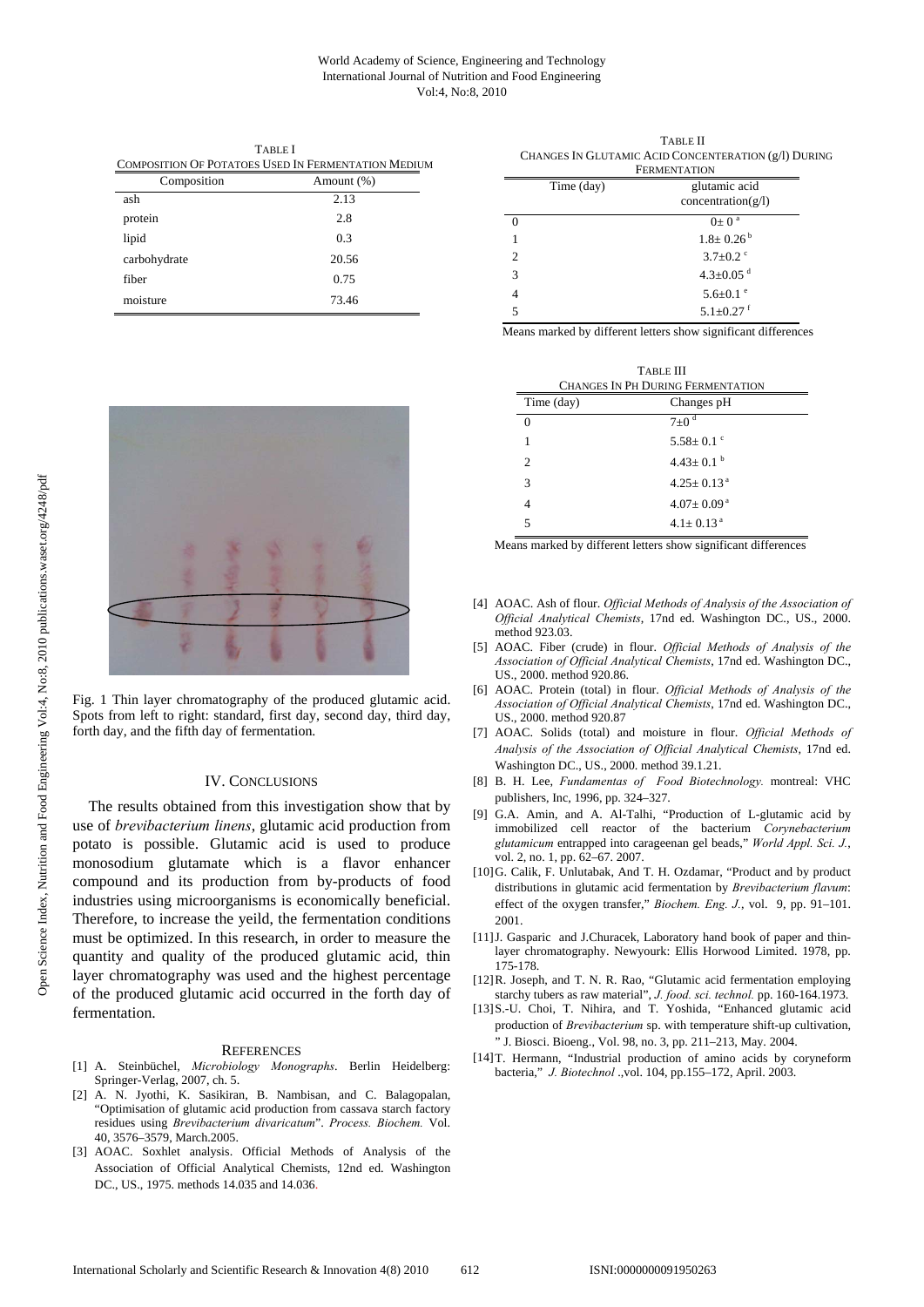TABLE I
COMPOSITION OF POTATOES USED IN FERMENTATION MEDIUM

| Composition | Amount (%) |
|---|---|
| ash | 2.13 |
| protein | 2.8 |
| lipid | 0.3 |
| carbohydrate | 20.56 |
| fiber | 0.75 |
| moisture | 73.46 |

Fig. 1 Thin layer chromatography of the produced glutamic acid. Spots from left to right: standard, first day, second day, third day, forth day, and the fifth day of fermentation.

## IV. CONCLUSIONS

The results obtained from this investigation show that by use of *brevibacterium linens*, glutamic acid production from potato is possible. Glutamic acid is used to produce monosodium glutamate which is a flavor enhancer compound and its production from by-products of food industries using microorganisms is economically beneficial. Therefore, to increase the yeild, the fermentation conditions must be optimized. In this research, in order to measure the quantity and quality of the produced glutamic acid, thin layer chromatography was used and the highest percentage of the produced glutamic acid occurred in the forth day of fermentation.

TABLE II
CHANGES IN GLUTAMIC ACID CONCENTERATION (g/l) DURING FERMENTATION

| Time (day) | glutamic acid concentration(g/l) |
|---|---|
| 0 | $0\pm 0$ [a] |
| 1 | $1.8\pm 0.26$ [b] |
| 2 | $3.7\pm0.2$ [c] |
| 3 | $4.3\pm0.05$ [d] |
| 4 | $5.6\pm0.1$ [e] |
| 5 | $5.1\pm0.27$ [f] |

Means marked by different letters show significant differences

TABLE III
CHANGES IN PH DURING FERMENTATION

| Time (day) | Changes pH |
|---|---|
| 0 | $7\pm0$ [d] |
| 1 | $5.58\pm 0.1$ [c] |
| 2 | $4.43\pm 0.1$ [b] |
| 3 | $4.25\pm 0.13$ [a] |
| 4 | $4.07\pm 0.09$ [a] |
| 5 | $4.1\pm 0.13$ [a] |

Means marked by different letters show significant differences

## REFERENCES

[1] A. Steinbüchel, *Microbiology Monographs*. Berlin Heidelberg: Springer-Verlag, 2007, ch. 5.

[2] A. N. Jyothi, K. Sasikiran, B. Nambisan, and C. Balagopalan, "Optimisation of glutamic acid production from cassava starch factory residues using *Brevibacterium divaricatum*". *Process. Biochem.* Vol. 40, 3576–3579, March.2005.

[3] AOAC. Soxhlet analysis. Official Methods of Analysis of the Association of Official Analytical Chemists, 12nd ed. Washington DC., US., 1975. methods 14.035 and 14.036.

[4] AOAC. Ash of flour. *Official Methods of Analysis of the Association of Official Analytical Chemists*, 17nd ed. Washington DC., US., 2000. method 923.03.

[5] AOAC. Fiber (crude) in flour. *Official Methods of Analysis of the Association of Official Analytical Chemists*, 17nd ed. Washington DC., US., 2000. method 920.86.

[6] AOAC. Protein (total) in flour. *Official Methods of Analysis of the Association of Official Analytical Chemists*, 17nd ed. Washington DC., US., 2000. method 920.87

[7] AOAC. Solids (total) and moisture in flour. *Official Methods of Analysis of the Association of Official Analytical Chemists*, 17nd ed. Washington DC., US., 2000. method 39.1.21.

[8] B. H. Lee, *Fundamentas of Food Biotechnology.* montreal: VHC publishers, Inc, 1996, pp. 324–327.

[9] G.A. Amin, and A. Al-Talhi, "Production of L-glutamic acid by immobilized cell reactor of the bacterium *Corynebacterium glutamicum* entrapped into carageenan gel beads," *World Appl. Sci. J.*, vol. 2, no. 1, pp. 62–67. 2007.

[10] G. Calik, F. Unlutabak, And T. H. Ozdamar, "Product and by product distributions in glutamic acid fermentation by *Brevibacterium flavum*: effect of the oxygen transfer," *Biochem. Eng. J.*, vol. 9, pp. 91–101. 2001.

[11] J. Gasparic and J.Churacek, Laboratory hand book of paper and thin-layer chromatography. Newyourk: Ellis Horwood Limited. 1978, pp. 175-178.

[12] R. Joseph, and T. N. R. Rao, "Glutamic acid fermentation employing starchy tubers as raw material", *J. food. sci. technol.* pp. 160-164.1973.

[13] S.-U. Choi, T. Nihira, and T. Yoshida, "Enhanced glutamic acid production of *Brevibacterium* sp. with temperature shift-up cultivation, " J. Biosci. Bioeng., Vol. 98, no. 3, pp. 211–213, May. 2004.

[14] T. Hermann, "Industrial production of amino acids by coryneform bacteria," *J. Biotechnol* .,vol. 104, pp.155–172, April. 2003.